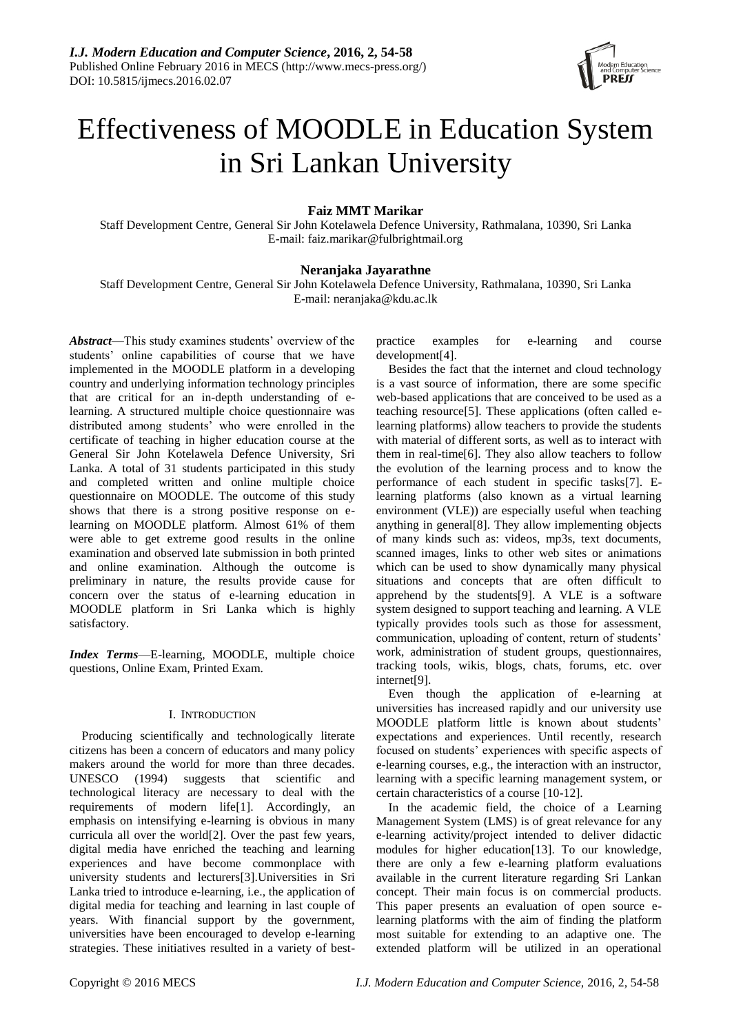# Effectiveness of MOODLE in Education System in Sri Lankan University

**Faiz MMT Marikar**

Staff Development Centre, General Sir John Kotelawela Defence University, Rathmalana, 10390, Sri Lanka
E-mail: faiz.marikar@fulbrightmail.org

**Neranjaka Jayarathne**

Staff Development Centre, General Sir John Kotelawela Defence University, Rathmalana, 10390, Sri Lanka
E-mail: neranjaka@kdu.ac.lk

***Abstract***—This study examines students' overview of the students' online capabilities of course that we have implemented in the MOODLE platform in a developing country and underlying information technology principles that are critical for an in-depth understanding of e-learning. A structured multiple choice questionnaire was distributed among students' who were enrolled in the certificate of teaching in higher education course at the General Sir John Kotelawela Defence University, Sri Lanka. A total of 31 students participated in this study and completed written and online multiple choice questionnaire on MOODLE. The outcome of this study shows that there is a strong positive response on e-learning on MOODLE platform. Almost 61% of them were able to get extreme good results in the online examination and observed late submission in both printed and online examination. Although the outcome is preliminary in nature, the results provide cause for concern over the status of e-learning education in MOODLE platform in Sri Lanka which is highly satisfactory.

***Index Terms***—E-learning, MOODLE, multiple choice questions, Online Exam, Printed Exam.

## I. Introduction

Producing scientifically and technologically literate citizens has been a concern of educators and many policy makers around the world for more than three decades. UNESCO (1994) suggests that scientific and technological literacy are necessary to deal with the requirements of modern life[1]. Accordingly, an emphasis on intensifying e-learning is obvious in many curricula all over the world[2]. Over the past few years, digital media have enriched the teaching and learning experiences and have become commonplace with university students and lecturers[3].Universities in Sri Lanka tried to introduce e-learning, i.e., the application of digital media for teaching and learning in last couple of years. With financial support by the government, universities have been encouraged to develop e-learning strategies. These initiatives resulted in a variety of best-practice examples for e-learning and course development[4].

Besides the fact that the internet and cloud technology is a vast source of information, there are some specific web-based applications that are conceived to be used as a teaching resource[5]. These applications (often called e-learning platforms) allow teachers to provide the students with material of different sorts, as well as to interact with them in real-time[6]. They also allow teachers to follow the evolution of the learning process and to know the performance of each student in specific tasks[7]. E-learning platforms (also known as a virtual learning environment (VLE)) are especially useful when teaching anything in general[8]. They allow implementing objects of many kinds such as: videos, mp3s, text documents, scanned images, links to other web sites or animations which can be used to show dynamically many physical situations and concepts that are often difficult to apprehend by the students[9]. A VLE is a software system designed to support teaching and learning. A VLE typically provides tools such as those for assessment, communication, uploading of content, return of students' work, administration of student groups, questionnaires, tracking tools, wikis, blogs, chats, forums, etc. over internet[9].

Even though the application of e-learning at universities has increased rapidly and our university use MOODLE platform little is known about students' expectations and experiences. Until recently, research focused on students' experiences with specific aspects of e-learning courses, e.g., the interaction with an instructor, learning with a specific learning management system, or certain characteristics of a course [10-12].

In the academic field, the choice of a Learning Management System (LMS) is of great relevance for any e-learning activity/project intended to deliver didactic modules for higher education[13]. To our knowledge, there are only a few e-learning platform evaluations available in the current literature regarding Sri Lankan concept. Their main focus is on commercial products. This paper presents an evaluation of open source e-learning platforms with the aim of finding the platform most suitable for extending to an adaptive one. The extended platform will be utilized in an operational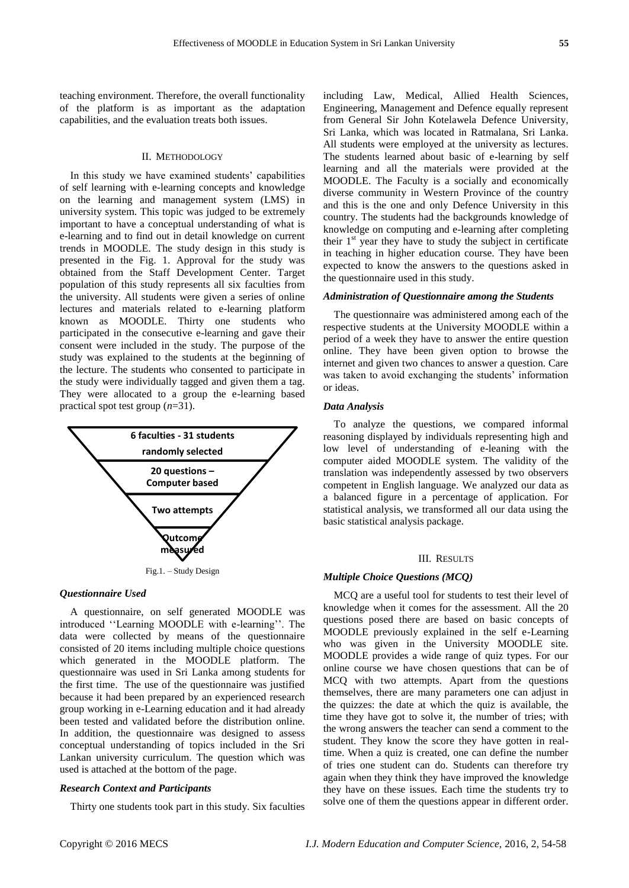teaching environment. Therefore, the overall functionality of the platform is as important as the adaptation capabilities, and the evaluation treats both issues.

## II. METHODOLOGY

In this study we have examined students' capabilities of self learning with e-learning concepts and knowledge on the learning and management system (LMS) in university system. This topic was judged to be extremely important to have a conceptual understanding of what is e-learning and to find out in detail knowledge on current trends in MOODLE. The study design in this study is presented in the Fig. 1. Approval for the study was obtained from the Staff Development Center. Target population of this study represents all six faculties from the university. All students were given a series of online lectures and materials related to e-learning platform known as MOODLE. Thirty one students who participated in the consecutive e-learning and gave their consent were included in the study. The purpose of the study was explained to the students at the beginning of the lecture. The students who consented to participate in the study were individually tagged and given them a tag. They were allocated to a group the e-learning based practical spot test group ($n$=31).

6 faculties - 31 students randomly selected

20 questions – Computer based

Two attempts

Outcome measured

Fig.1. – Study Design

### *Questionnaire Used*

A questionnaire, on self generated MOODLE was introduced ''Learning MOODLE with e-learning''. The data were collected by means of the questionnaire consisted of 20 items including multiple choice questions which generated in the MOODLE platform. The questionnaire was used in Sri Lanka among students for the first time. The use of the questionnaire was justified because it had been prepared by an experienced research group working in e-Learning education and it had already been tested and validated before the distribution online. In addition, the questionnaire was designed to assess conceptual understanding of topics included in the Sri Lankan university curriculum. The question which was used is attached at the bottom of the page.

### *Research Context and Participants*

Thirty one students took part in this study. Six faculties including Law, Medical, Allied Health Sciences, Engineering, Management and Defence equally represent from General Sir John Kotelawela Defence University, Sri Lanka, which was located in Ratmalana, Sri Lanka. All students were employed at the university as lectures. The students learned about basic of e-learning by self learning and all the materials were provided at the MOODLE. The Faculty is a socially and economically diverse community in Western Province of the country and this is the one and only Defence University in this country. The students had the backgrounds knowledge of knowledge on computing and e-learning after completing their 1st year they have to study the subject in certificate in teaching in higher education course. They have been expected to know the answers to the questions asked in the questionnaire used in this study.

### *Administration of Questionnaire among the Students*

The questionnaire was administered among each of the respective students at the University MOODLE within a period of a week they have to answer the entire question online. They have been given option to browse the internet and given two chances to answer a question. Care was taken to avoid exchanging the students' information or ideas.

### *Data Analysis*

To analyze the questions, we compared informal reasoning displayed by individuals representing high and low level of understanding of e-leaning with the computer aided MOODLE system. The validity of the translation was independently assessed by two observers competent in English language. We analyzed our data as a balanced figure in a percentage of application. For statistical analysis, we transformed all our data using the basic statistical analysis package.

## III. RESULTS

### *Multiple Choice Questions (MCQ)*

MCQ are a useful tool for students to test their level of knowledge when it comes for the assessment. All the 20 questions posed there are based on basic concepts of MOODLE previously explained in the self e-Learning who was given in the University MOODLE site. MOODLE provides a wide range of quiz types. For our online course we have chosen questions that can be of MCQ with two attempts. Apart from the questions themselves, there are many parameters one can adjust in the quizzes: the date at which the quiz is available, the time they have got to solve it, the number of tries; with the wrong answers the teacher can send a comment to the student. They know the score they have gotten in real-time. When a quiz is created, one can define the number of tries one student can do. Students can therefore try again when they think they have improved the knowledge they have on these issues. Each time the students try to solve one of them the questions appear in different order.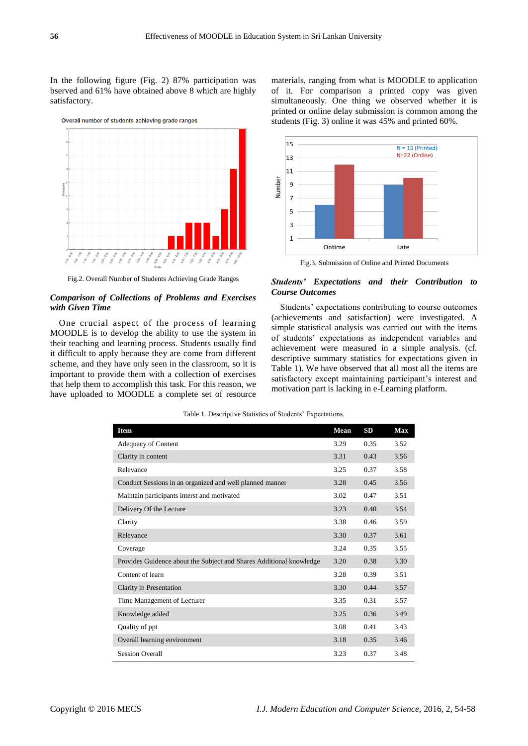In the following figure (Fig. 2) 87% participation was bserved and 61% have obtained above 8 which are highly satisfactory.

Fig.2. Overall Number of Students Achieving Grade Ranges

### *Comparison of Collections of Problems and Exercises with Given Time*

One crucial aspect of the process of learning MOODLE is to develop the ability to use the system in their teaching and learning process. Students usually find it difficult to apply because they are come from different scheme, and they have only seen in the classroom, so it is important to provide them with a collection of exercises that help them to accomplish this task. For this reason, we have uploaded to MOODLE a complete set of resource materials, ranging from what is MOODLE to application of it. For comparison a printed copy was given simultaneously. One thing we observed that whether it is printed or online delay submission is common among the students (Fig. 3) online it was 45% and printed 60%.

Fig.3. Submission of Online and Printed Documents

### *Students' Expectations and their Contribution to Course Outcomes*

Students' expectations contributing to course outcomes (achievements and satisfaction) were investigated. A simple statistical analysis was carried out with the items of students' expectations as independent variables and achievement were measured in a simple analysis. (cf. descriptive summary statistics for expectations given in Table 1). We have observed that all most all the items are satisfactory except maintaining participant's interest and motivation part is lacking in e-Learning platform.

Table 1. Descriptive Statistics of Students' Expectations.

| Item | Mean | SD | Max |
|---|---|---|---|
| Adequacy of Content | 3.29 | 0.35 | 3.52 |
| Clarity in content | 3.31 | 0.43 | 3.56 |
| Relevance | 3.25 | 0.37 | 3.58 |
| Conduct Sessions in an organized and well planned manner | 3.28 | 0.45 | 3.56 |
| Maintain participants interest and motivated | 3.02 | 0.47 | 3.51 |
| Delivery Of the Lecture | 3.23 | 0.40 | 3.54 |
| Clarity | 3.38 | 0.46 | 3.59 |
| Relevance | 3.30 | 0.37 | 3.61 |
| Coverage | 3.24 | 0.35 | 3.55 |
| Provides Guidence about the Subject and Shares Additional knowledge | 3.20 | 0.38 | 3.30 |
| Content of learn | 3.28 | 0.39 | 3.51 |
| Clarity in Presentation | 3.30 | 0.44 | 3.57 |
| Time Management of Lecturer | 3.35 | 0.31 | 3.57 |
| Knowledge added | 3.25 | 0.36 | 3.49 |
| Quality of ppt | 3.08 | 0.41 | 3.43 |
| Overall learning environment | 3.18 | 0.35 | 3.46 |
| Session Overall | 3.23 | 0.37 | 3.48 |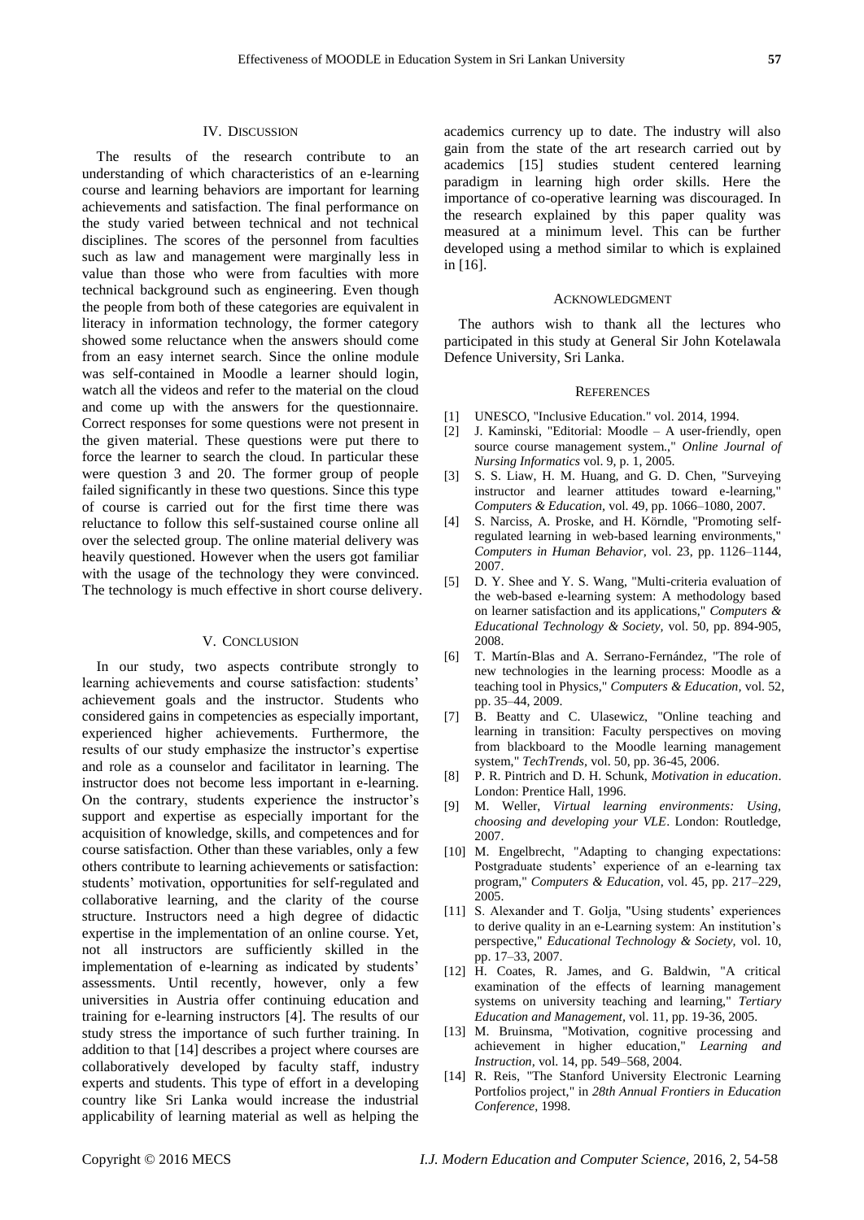## IV. Discussion

The results of the research contribute to an understanding of which characteristics of an e-learning course and learning behaviors are important for learning achievements and satisfaction. The final performance on the study varied between technical and not technical disciplines. The scores of the personnel from faculties such as law and management were marginally less in value than those who were from faculties with more technical background such as engineering. Even though the people from both of these categories are equivalent in literacy in information technology, the former category showed some reluctance when the answers should come from an easy internet search. Since the online module was self-contained in Moodle a learner should login, watch all the videos and refer to the material on the cloud and come up with the answers for the questionnaire. Correct responses for some questions were not present in the given material. These questions were put there to force the learner to search the cloud. In particular these were question 3 and 20. The former group of people failed significantly in these two questions. Since this type of course is carried out for the first time there was reluctance to follow this self-sustained course online all over the selected group. The online material delivery was heavily questioned. However when the users got familiar with the usage of the technology they were convinced. The technology is much effective in short course delivery.

## V. Conclusion

In our study, two aspects contribute strongly to learning achievements and course satisfaction: students' achievement goals and the instructor. Students who considered gains in competencies as especially important, experienced higher achievements. Furthermore, the results of our study emphasize the instructor's expertise and role as a counselor and facilitator in learning. The instructor does not become less important in e-learning. On the contrary, students experience the instructor's support and expertise as especially important for the acquisition of knowledge, skills, and competences and for course satisfaction. Other than these variables, only a few others contribute to learning achievements or satisfaction: students' motivation, opportunities for self-regulated and collaborative learning, and the clarity of the course structure. Instructors need a high degree of didactic expertise in the implementation of an online course. Yet, not all instructors are sufficiently skilled in the implementation of e-learning as indicated by students' assessments. Until recently, however, only a few universities in Austria offer continuing education and training for e-learning instructors [4]. The results of our study stress the importance of such further training. In addition to that [14] describes a project where courses are collaboratively developed by faculty staff, industry experts and students. This type of effort in a developing country like Sri Lanka would increase the industrial applicability of learning material as well as helping the academics currency up to date. The industry will also gain from the state of the art research carried out by academics [15] studies student centered learning paradigm in learning high order skills. Here the importance of co-operative learning was discouraged. In the research explained by this paper quality was measured at a minimum level. This can be further developed using a method similar to which is explained in [16].

## Acknowledgment

The authors wish to thank all the lectures who participated in this study at General Sir John Kotelawala Defence University, Sri Lanka.

## References

[1] UNESCO, "Inclusive Education." vol. 2014, 1994.

[2] J. Kaminski, "Editorial: Moodle – A user-friendly, open source course management system.," *Online Journal of Nursing Informatics* vol. 9, p. 1, 2005.

[3] S. S. Liaw, H. M. Huang, and G. D. Chen, "Surveying instructor and learner attitudes toward e-learning," *Computers & Education*, vol. 49, pp. 1066–1080, 2007.

[4] S. Narciss, A. Proske, and H. Körndle, "Promoting self-regulated learning in web-based learning environments," *Computers in Human Behavior*, vol. 23, pp. 1126–1144, 2007.

[5] D. Y. Shee and Y. S. Wang, "Multi-criteria evaluation of the web-based e-learning system: A methodology based on learner satisfaction and its applications," *Computers & Educational Technology & Society*, vol. 50, pp. 894-905, 2008.

[6] T. Martín-Blas and A. Serrano-Fernández, "The role of new technologies in the learning process: Moodle as a teaching tool in Physics," *Computers & Education*, vol. 52, pp. 35–44, 2009.

[7] B. Beatty and C. Ulasewicz, "Online teaching and learning in transition: Faculty perspectives on moving from blackboard to the Moodle learning management system," *TechTrends*, vol. 50, pp. 36-45, 2006.

[8] P. R. Pintrich and D. H. Schunk, *Motivation in education*. London: Prentice Hall, 1996.

[9] M. Weller, *Virtual learning environments: Using, choosing and developing your VLE*. London: Routledge, 2007.

[10] M. Engelbrecht, "Adapting to changing expectations: Postgraduate students' experience of an e-learning tax program," *Computers & Education*, vol. 45, pp. 217–229, 2005.

[11] S. Alexander and T. Golja, "Using students' experiences to derive quality in an e-Learning system: An institution's perspective," *Educational Technology & Society*, vol. 10, pp. 17–33, 2007.

[12] H. Coates, R. James, and G. Baldwin, "A critical examination of the effects of learning management systems on university teaching and learning," *Tertiary Education and Management*, vol. 11, pp. 19-36, 2005.

[13] M. Bruinsma, "Motivation, cognitive processing and achievement in higher education," *Learning and Instruction*, vol. 14, pp. 549–568, 2004.

[14] R. Reis, "The Stanford University Electronic Learning Portfolios project," in *28th Annual Frontiers in Education Conference*, 1998.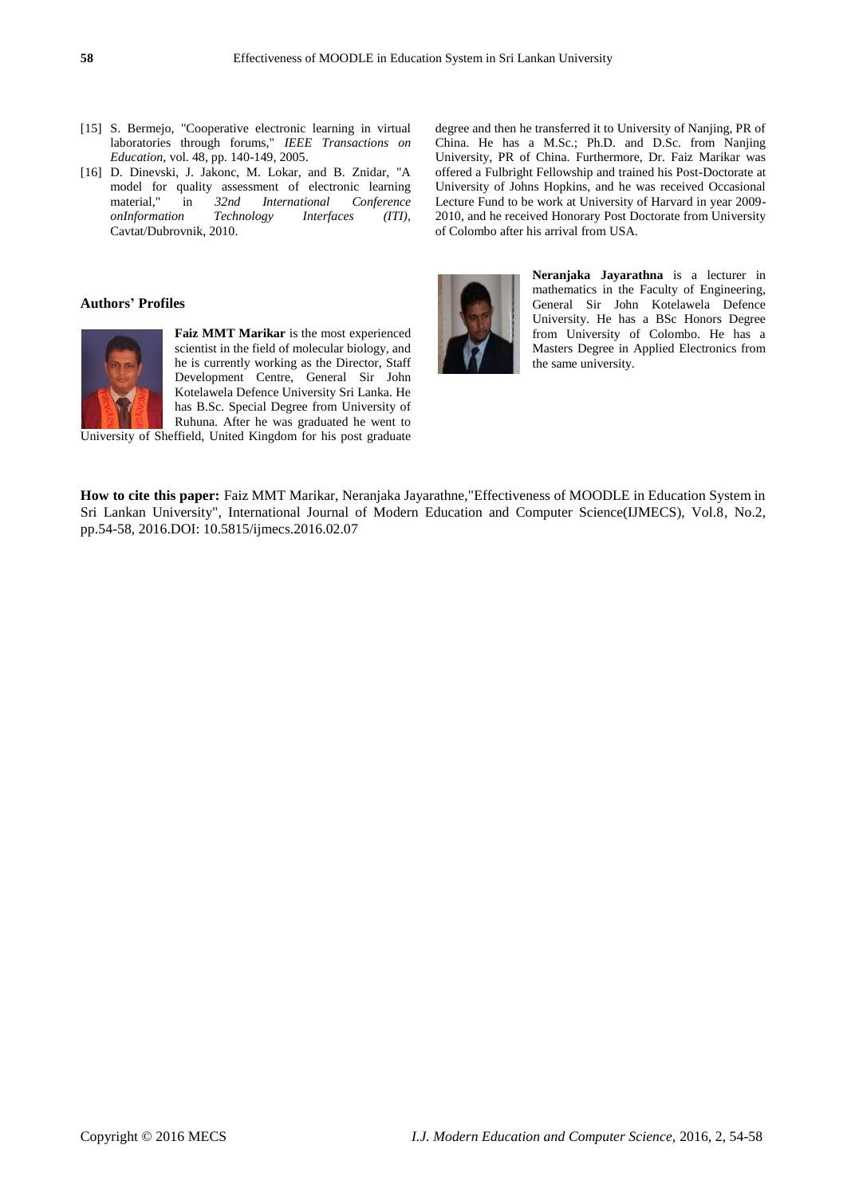[15] S. Bermejo, "Cooperative electronic learning in virtual laboratories through forums," *IEEE Transactions on Education*, vol. 48, pp. 140-149, 2005.

[16] D. Dinevski, J. Jakonc, M. Lokar, and B. Znidar, "A model for quality assessment of electronic learning material," in *32nd International Conference onInformation Technology Interfaces (ITI)*, Cavtat/Dubrovnik, 2010.

## Authors' Profiles

**Faiz MMT Marikar** is the most experienced scientist in the field of molecular biology, and he is currently working as the Director, Staff Development Centre, General Sir John Kotelawela Defence University Sri Lanka. He has B.Sc. Special Degree from University of Ruhuna. After he was graduated he went to University of Sheffield, United Kingdom for his post graduate degree and then he transferred it to University of Nanjing, PR of China. He has a M.Sc.; Ph.D. and D.Sc. from Nanjing University, PR of China. Furthermore, Dr. Faiz Marikar was offered a Fulbright Fellowship and trained his Post-Doctorate at University of Johns Hopkins, and he was received Occasional Lecture Fund to be work at University of Harvard in year 2009-2010, and he received Honorary Post Doctorate from University of Colombo after his arrival from USA.

**Neranjaka Jayarathna** is a lecturer in mathematics in the Faculty of Engineering, General Sir John Kotelawela Defence University. He has a BSc Honors Degree from University of Colombo. He has a Masters Degree in Applied Electronics from the same university.

**How to cite this paper:** Faiz MMT Marikar, Neranjaka Jayarathne,"Effectiveness of MOODLE in Education System in Sri Lankan University", International Journal of Modern Education and Computer Science(IJMECS), Vol.8, No.2, pp.54-58, 2016.DOI: 10.5815/ijmecs.2016.02.07